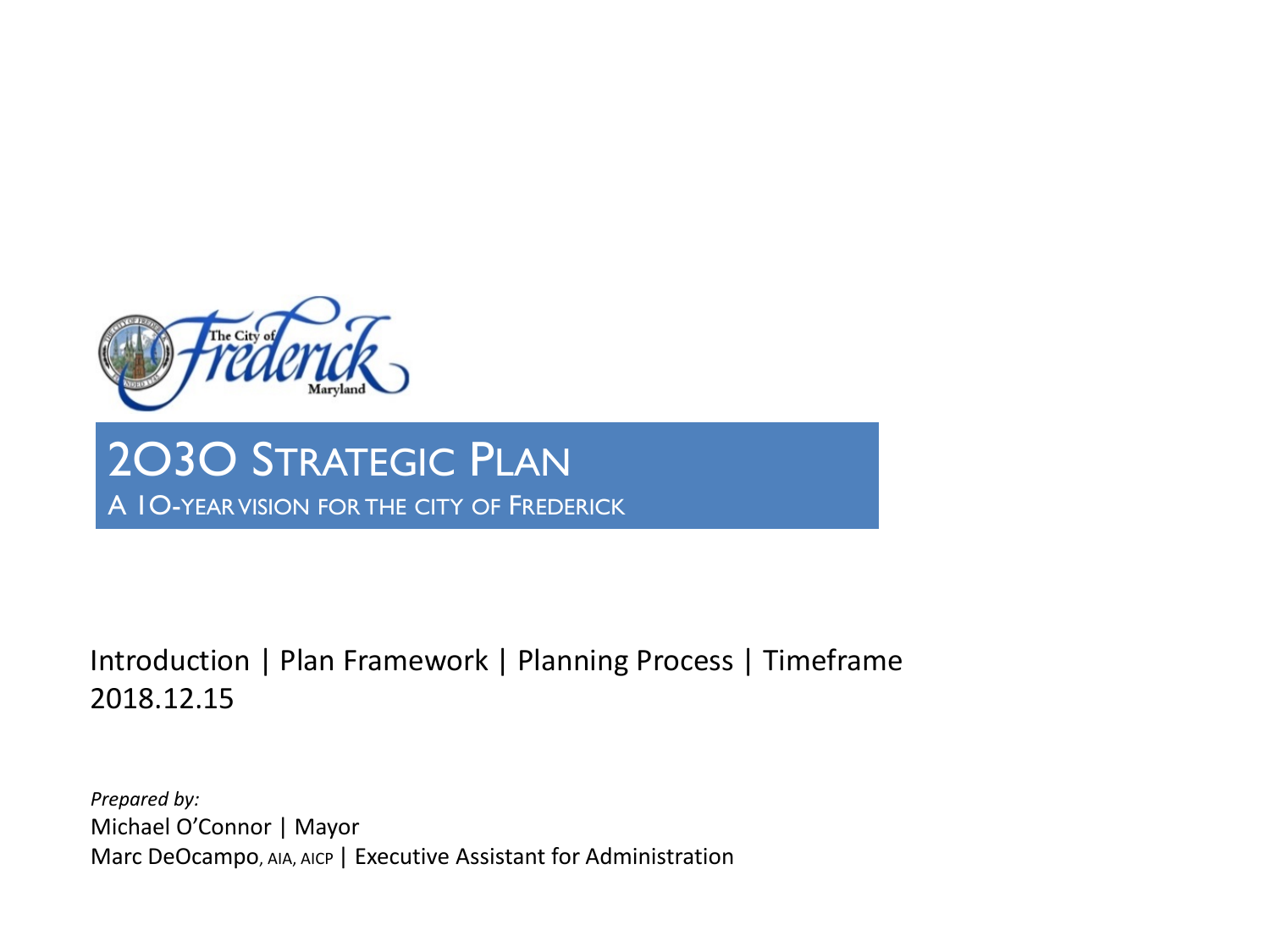# 2030 Strategic Plan

A 10-Year Vision for the City of Frederick

Introduction | Plan Framework | Planning Process | Timeframe

2018.12.15

*Prepared by:*

Michael O'Connor | Mayor

Marc DeOcampo, AIA, AICP | Executive Assistant for Administration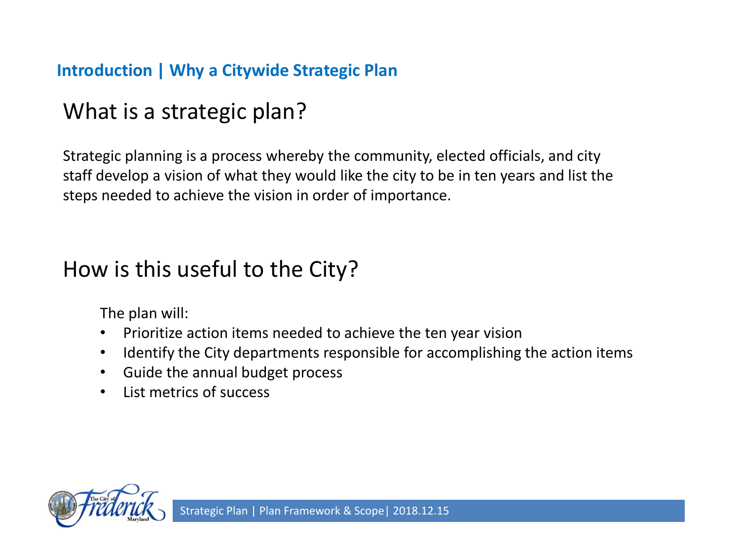## Introduction | Why a Citywide Strategic Plan

### What is a strategic plan?

Strategic planning is a process whereby the community, elected officials, and city staff develop a vision of what they would like the city to be in ten years and list the steps needed to achieve the vision in order of importance.

### How is this useful to the City?

The plan will:

- Prioritize action items needed to achieve the ten year vision
- Identify the City departments responsible for accomplishing the action items
- Guide the annual budget process
- List metrics of success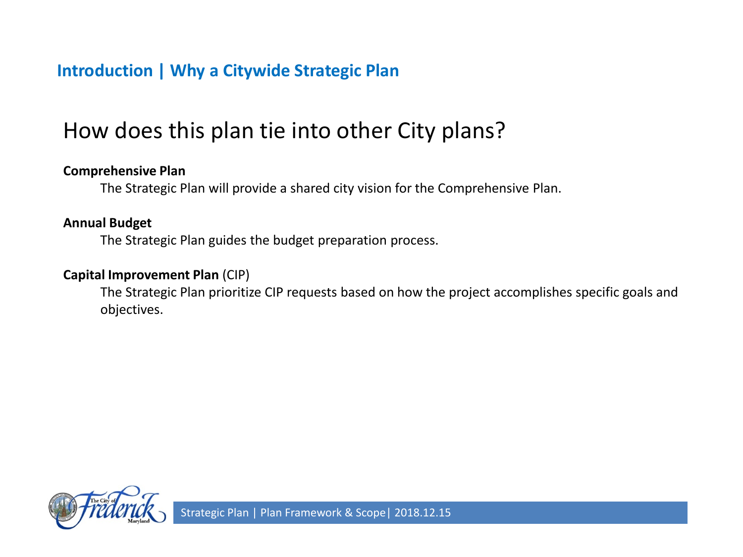## Introduction | Why a Citywide Strategic Plan

# How does this plan tie into other City plans?

**Comprehensive Plan**

The Strategic Plan will provide a shared city vision for the Comprehensive Plan.

**Annual Budget**

The Strategic Plan guides the budget preparation process.

**Capital Improvement Plan** (CIP)

The Strategic Plan prioritize CIP requests based on how the project accomplishes specific goals and objectives.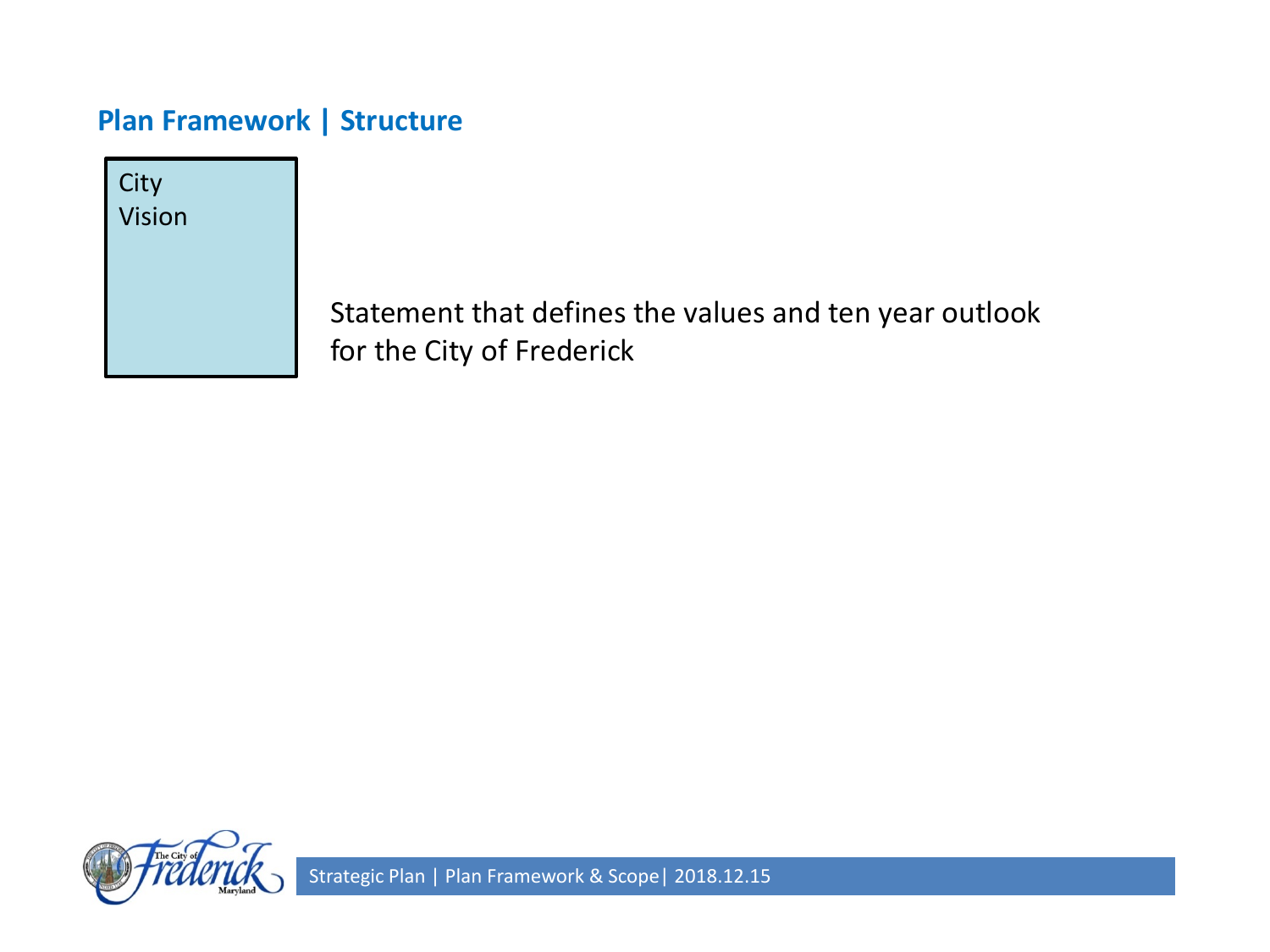## Plan Framework | Structure

City Vision

Statement that defines the values and ten year outlook for the City of Frederick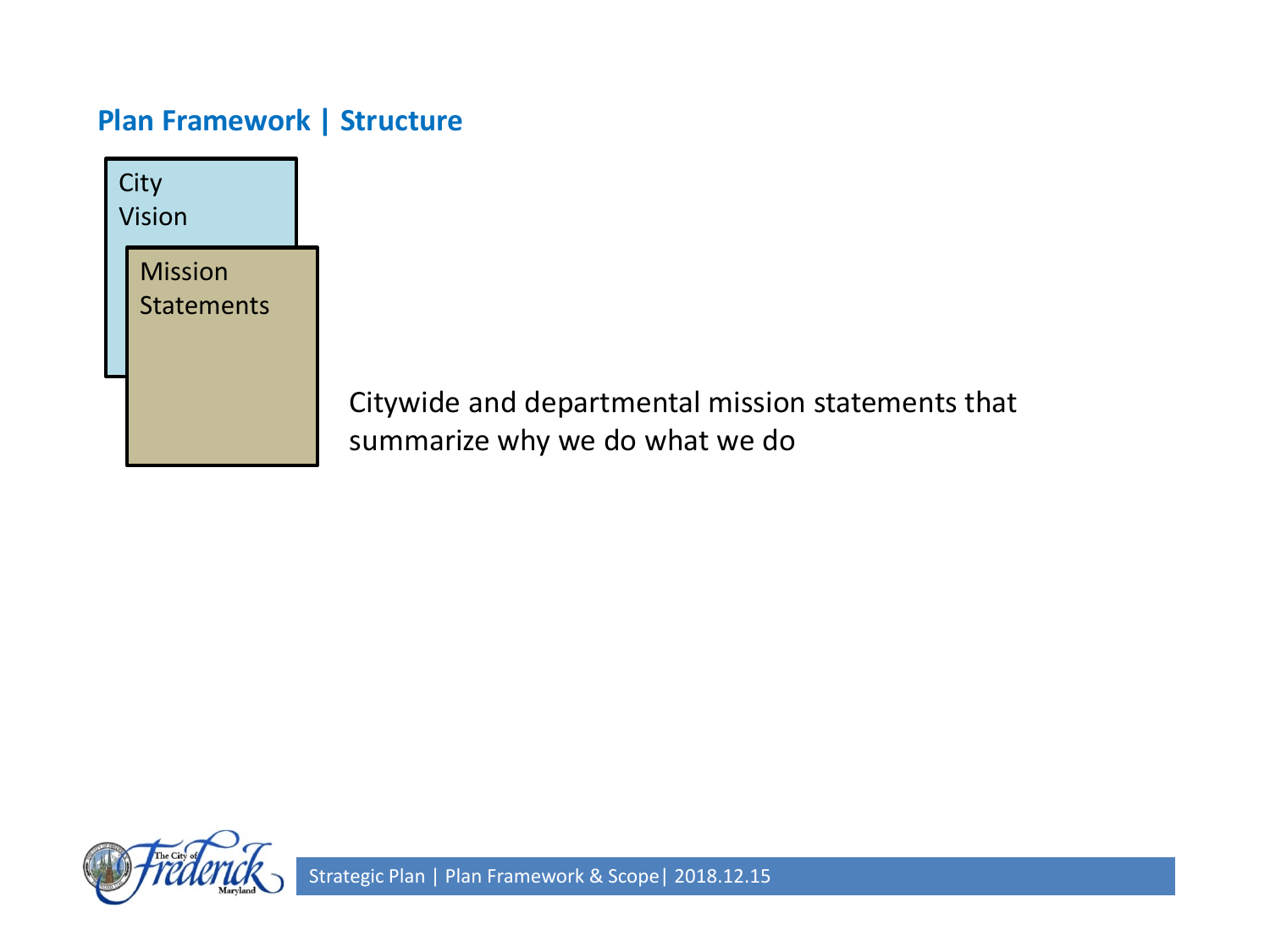## Plan Framework | Structure

City Vision

Mission Statements

Citywide and departmental mission statements that summarize why we do what we do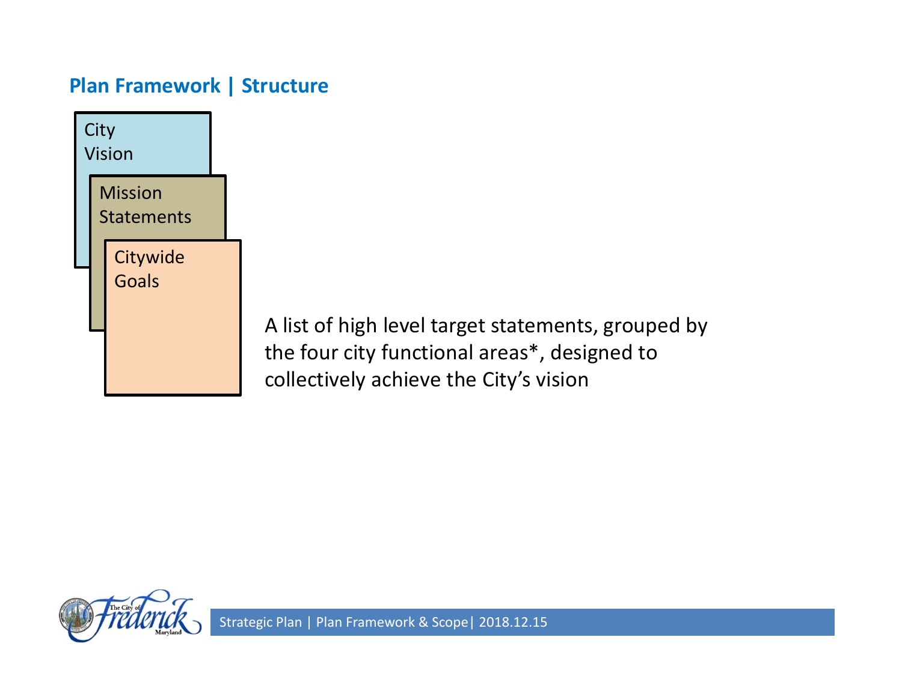## Plan Framework | Structure

City Vision

Mission Statements

Citywide Goals

A list of high level target statements, grouped by the four city functional areas*, designed to collectively achieve the City's vision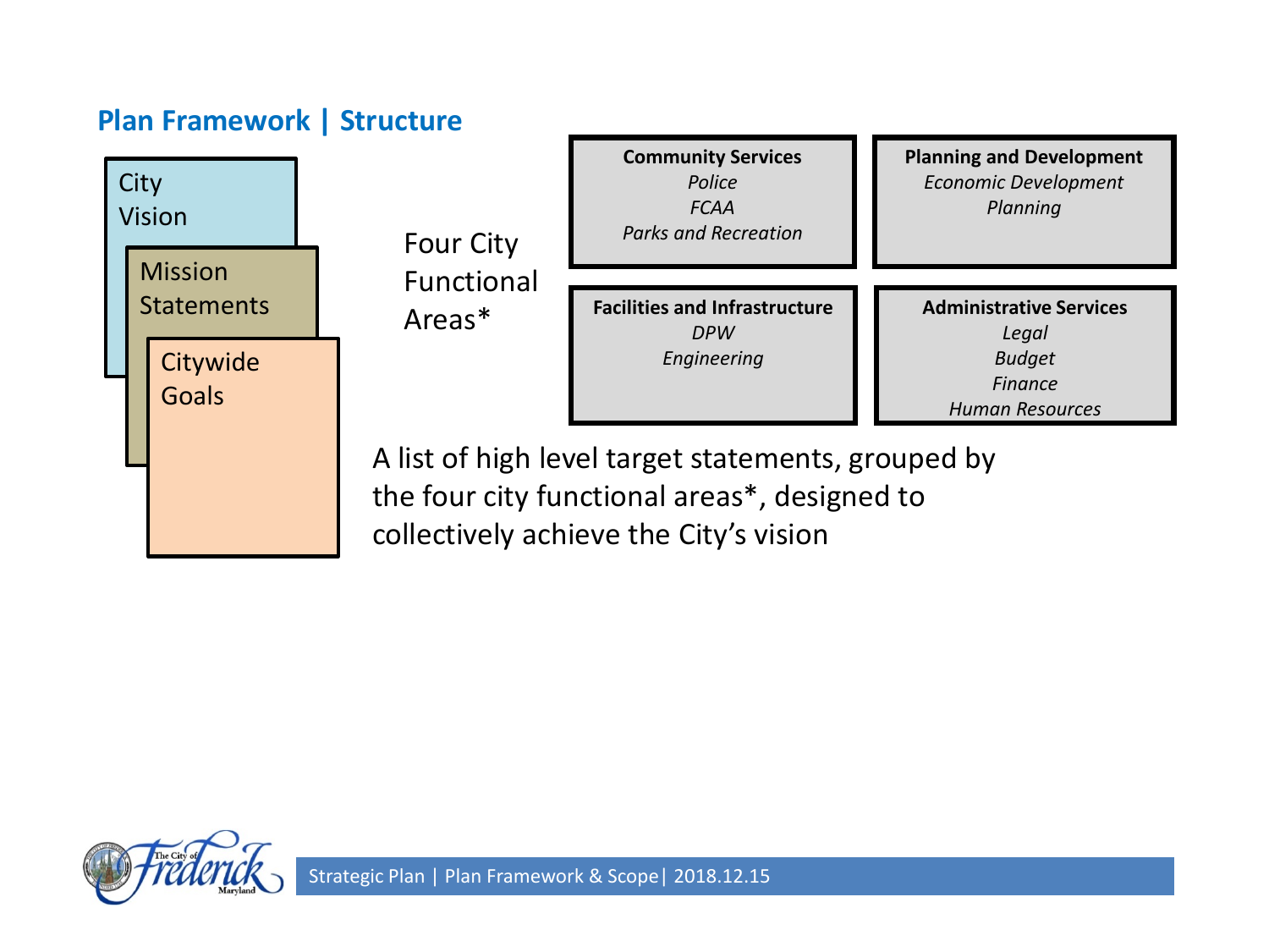## Plan Framework | Structure

City Vision

Mission Statements

Citywide Goals

Four City Functional Areas*

**Community Services**
*Police*
*FCAA*
*Parks and Recreation*

**Planning and Development**
*Economic Development*
*Planning*

**Facilities and Infrastructure**
*DPW*
*Engineering*

**Administrative Services**
*Legal*
*Budget*
*Finance*
*Human Resources*

A list of high level target statements, grouped by the four city functional areas*, designed to collectively achieve the City's vision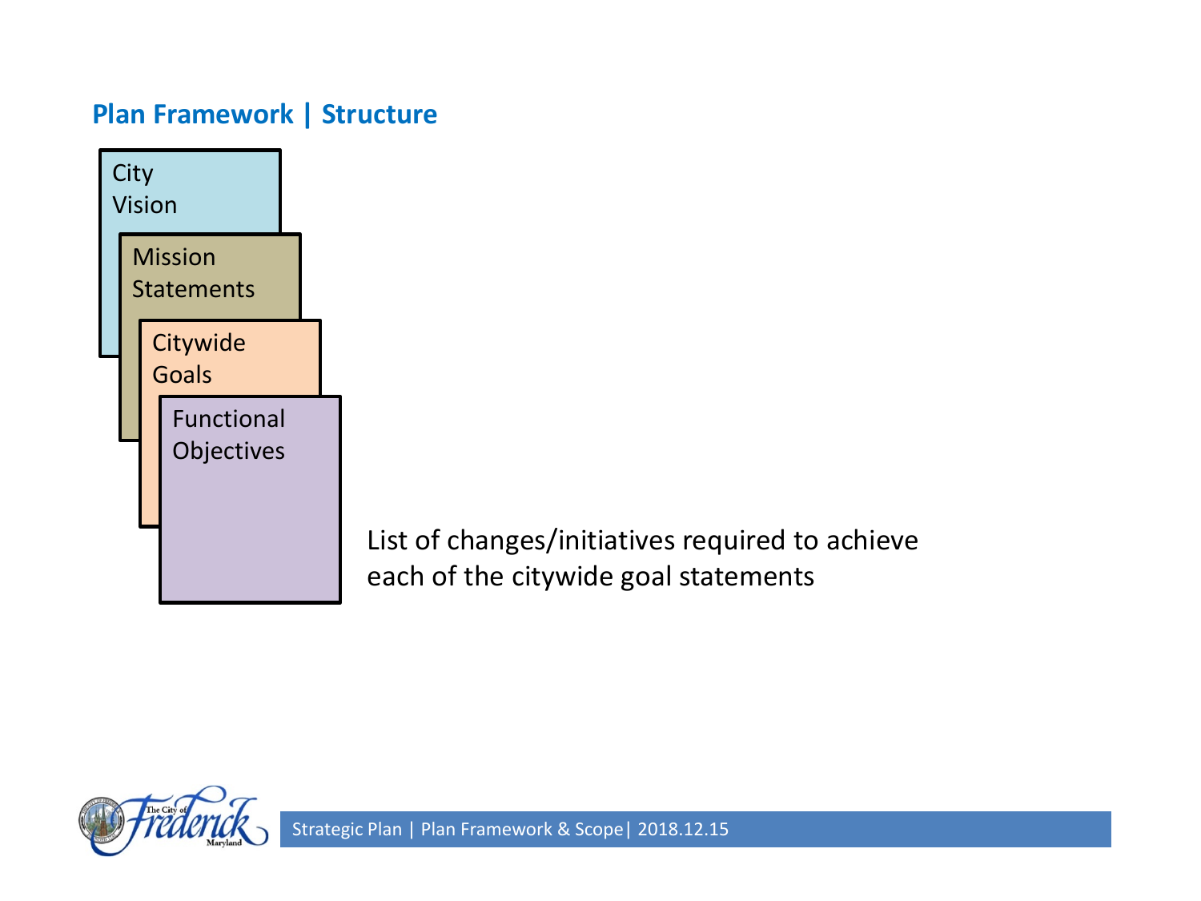## Plan Framework | Structure

City Vision

Mission Statements

Citywide Goals

Functional Objectives

List of changes/initiatives required to achieve each of the citywide goal statements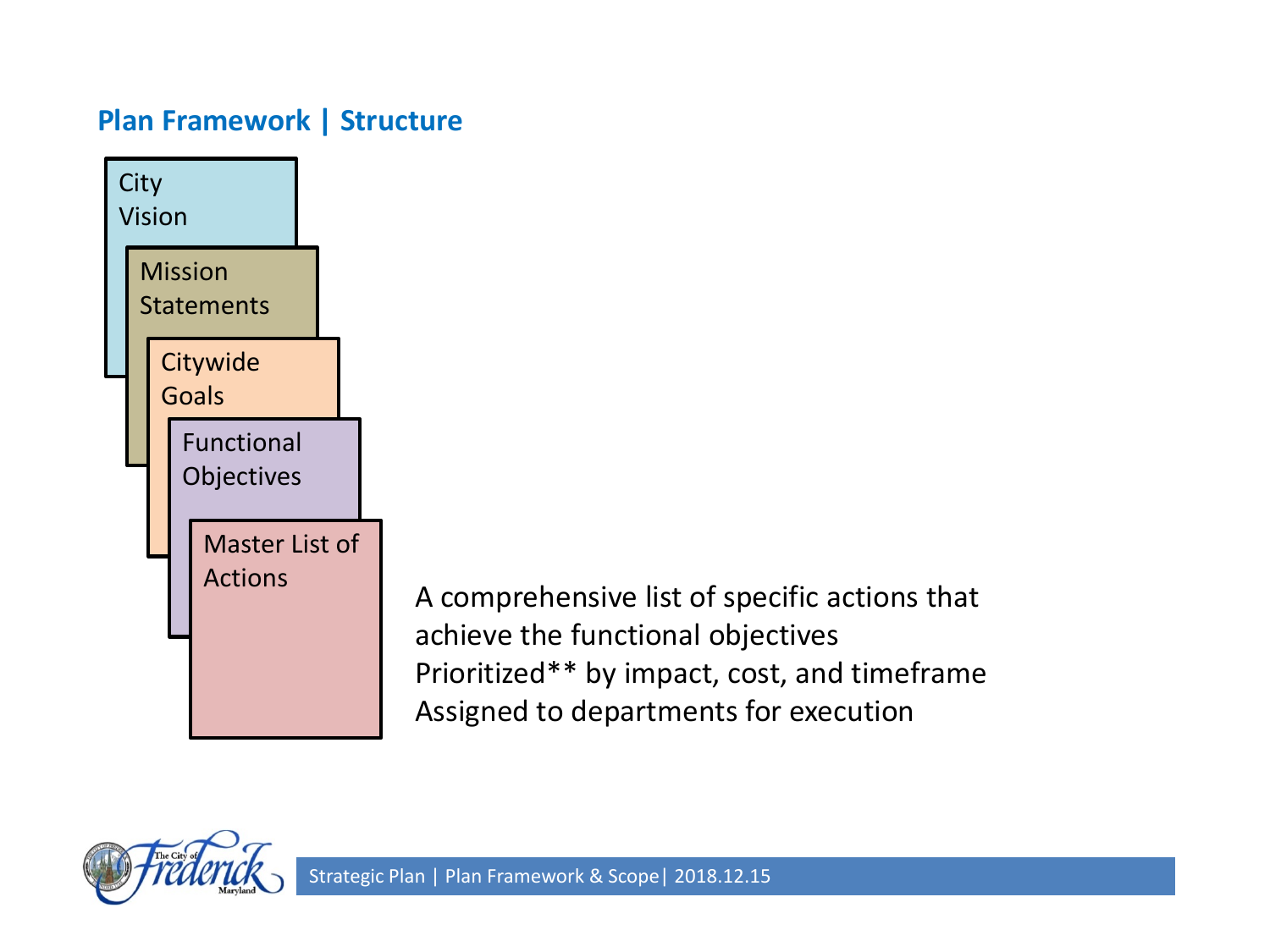## Plan Framework | Structure

- City Vision
- Mission Statements
- Citywide Goals
- Functional Objectives
- Master List of Actions

A comprehensive list of specific actions that achieve the functional objectives
Prioritized** by impact, cost, and timeframe
Assigned to departments for execution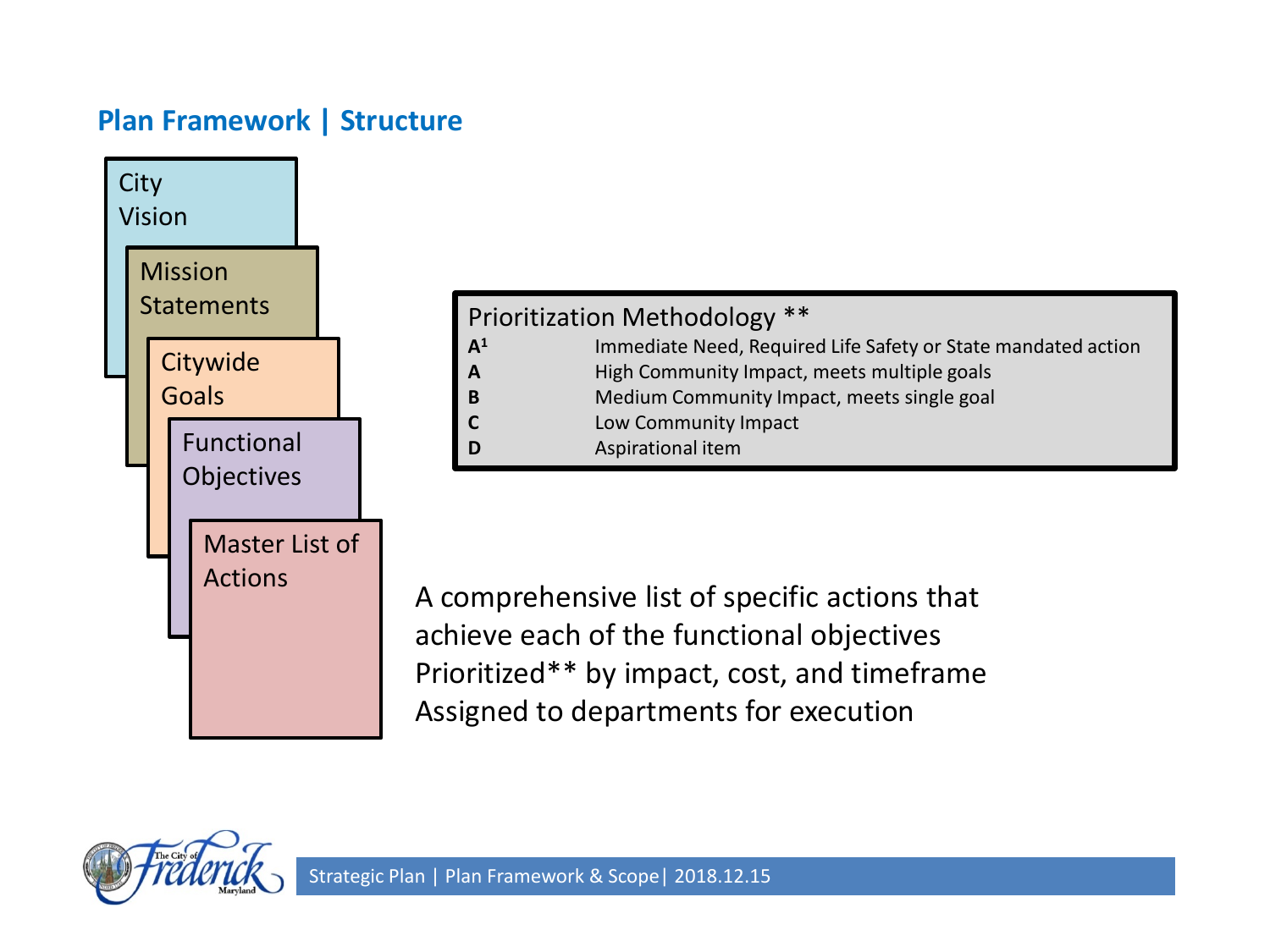## Plan Framework | Structure

- City Vision
- Mission Statements
- Citywide Goals
- Functional Objectives
- Master List of Actions

**Prioritization Methodology** **

| | |
|---|---|
| **A[1]** | Immediate Need, Required Life Safety or State mandated action |
| **A** | High Community Impact, meets multiple goals |
| **B** | Medium Community Impact, meets single goal |
| **C** | Low Community Impact |
| **D** | Aspirational item |

A comprehensive list of specific actions that achieve each of the functional objectives
Prioritized** by impact, cost, and timeframe
Assigned to departments for execution

Strategic Plan | Plan Framework & Scope| 2018.12.15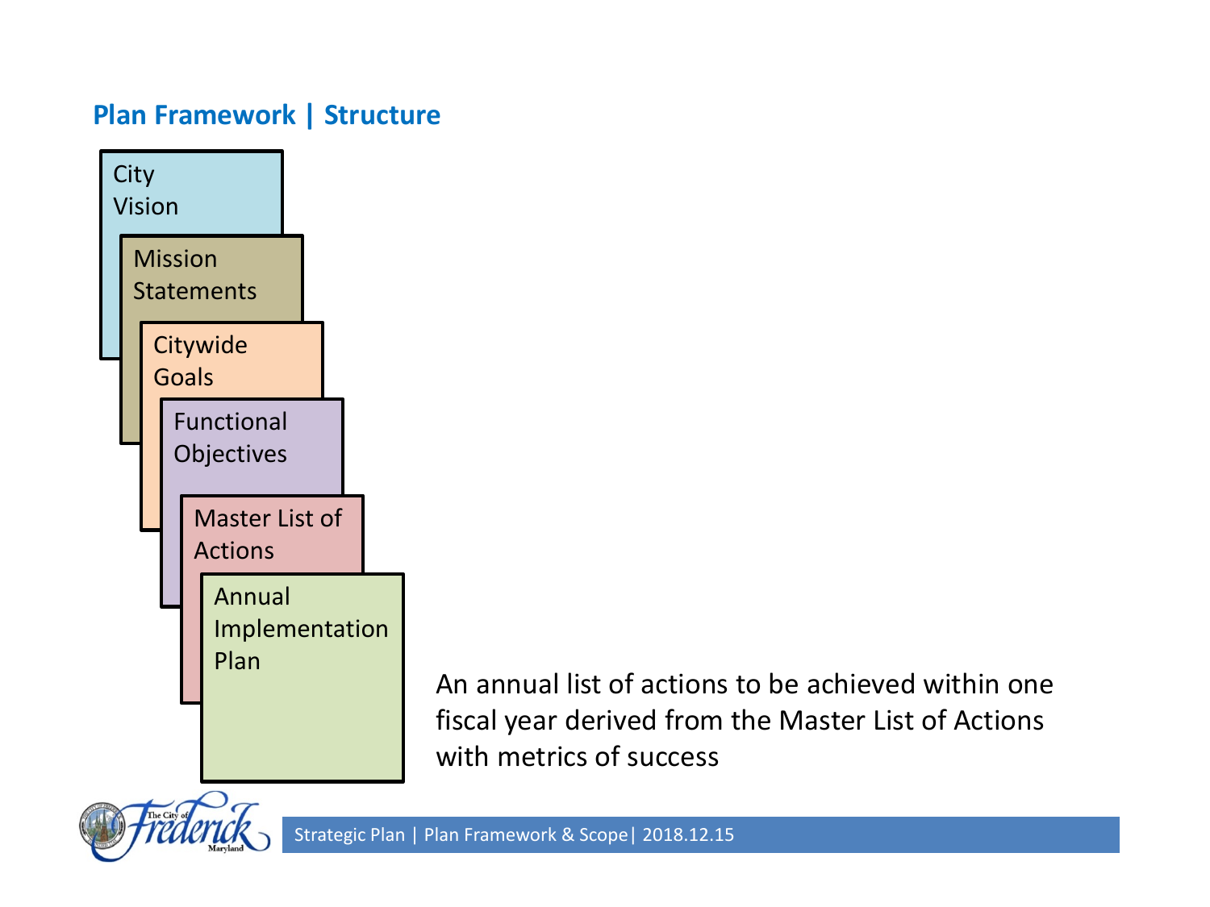## Plan Framework | Structure

- City Vision
- Mission Statements
- Citywide Goals
- Functional Objectives
- Master List of Actions
- Annual Implementation Plan

An annual list of actions to be achieved within one fiscal year derived from the Master List of Actions with metrics of success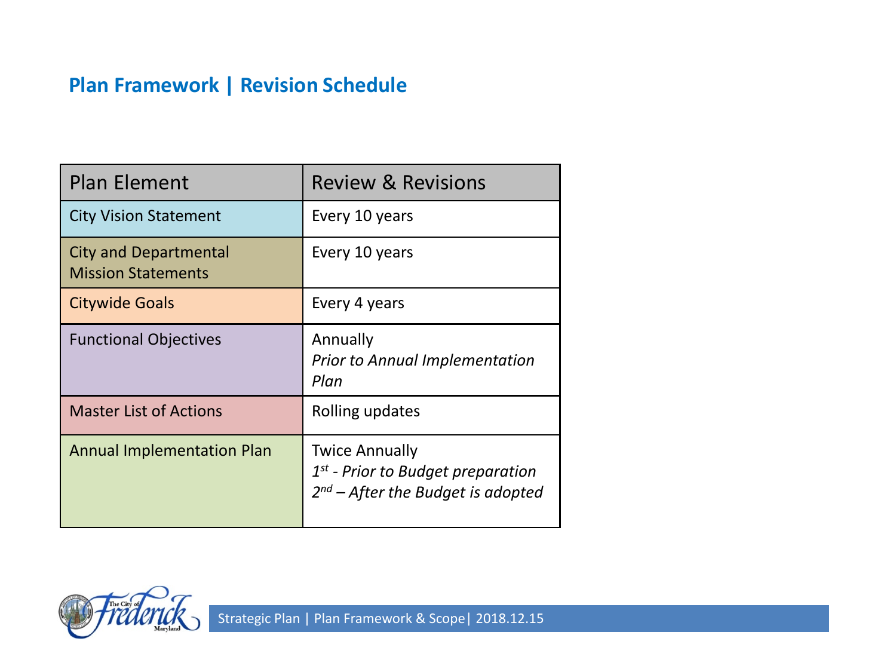## Plan Framework | Revision Schedule

| Plan Element | Review & Revisions |
| --- | --- |
| City Vision Statement | Every 10 years |
| City and Departmental Mission Statements | Every 10 years |
| Citywide Goals | Every 4 years |
| Functional Objectives | Annually<br>*Prior to Annual Implementation Plan* |
| Master List of Actions | Rolling updates |
| Annual Implementation Plan | Twice Annually<br>*1st - Prior to Budget preparation*<br>*2nd – After the Budget is adopted* |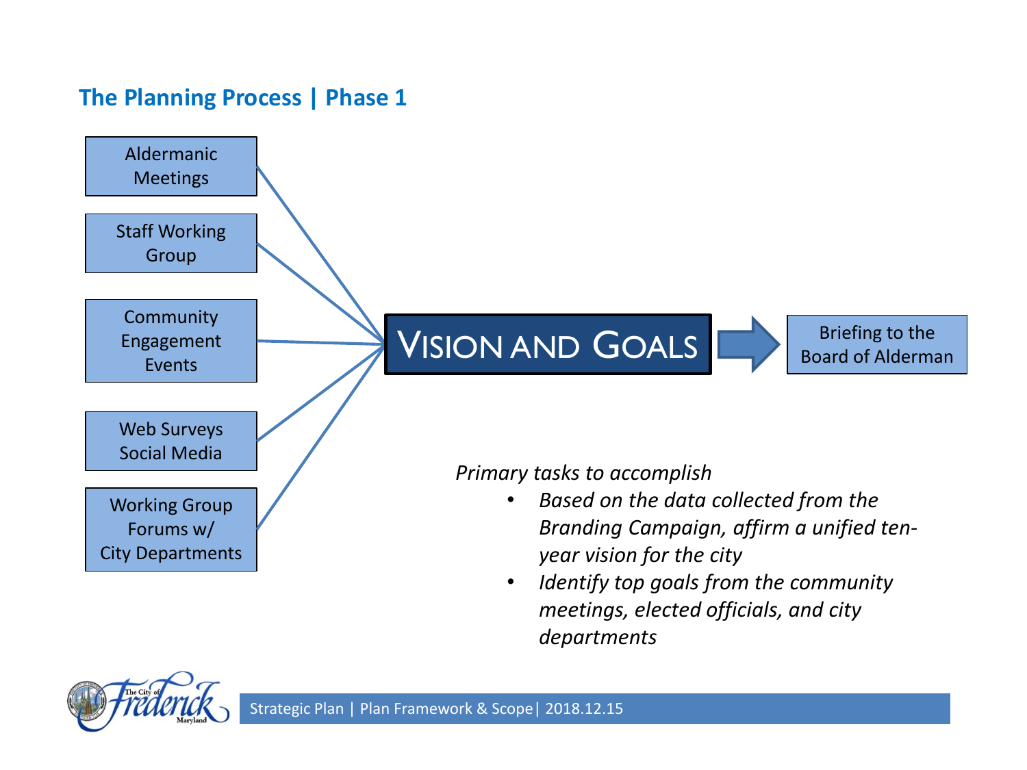## The Planning Process | Phase 1

- Aldermanic Meetings
- Staff Working Group
- Community Engagement Events
- Web Surveys Social Media
- Working Group Forums w/ City Departments

→ **VISION AND GOALS** → Briefing to the Board of Alderman

*Primary tasks to accomplish*

- *Based on the data collected from the Branding Campaign, affirm a unified ten-year vision for the city*
- *Identify top goals from the community meetings, elected officials, and city departments*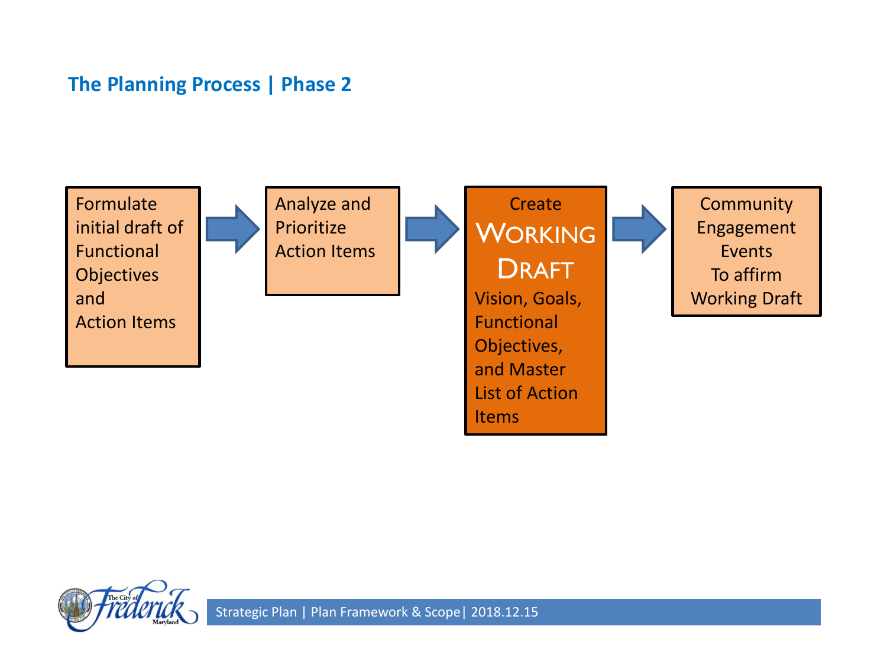## The Planning Process | Phase 2

Formulate initial draft of Functional Objectives and Action Items → Analyze and Prioritize Action Items → Create WORKING DRAFT Vision, Goals, Functional Objectives, and Master List of Action Items → Community Engagement Events To affirm Working Draft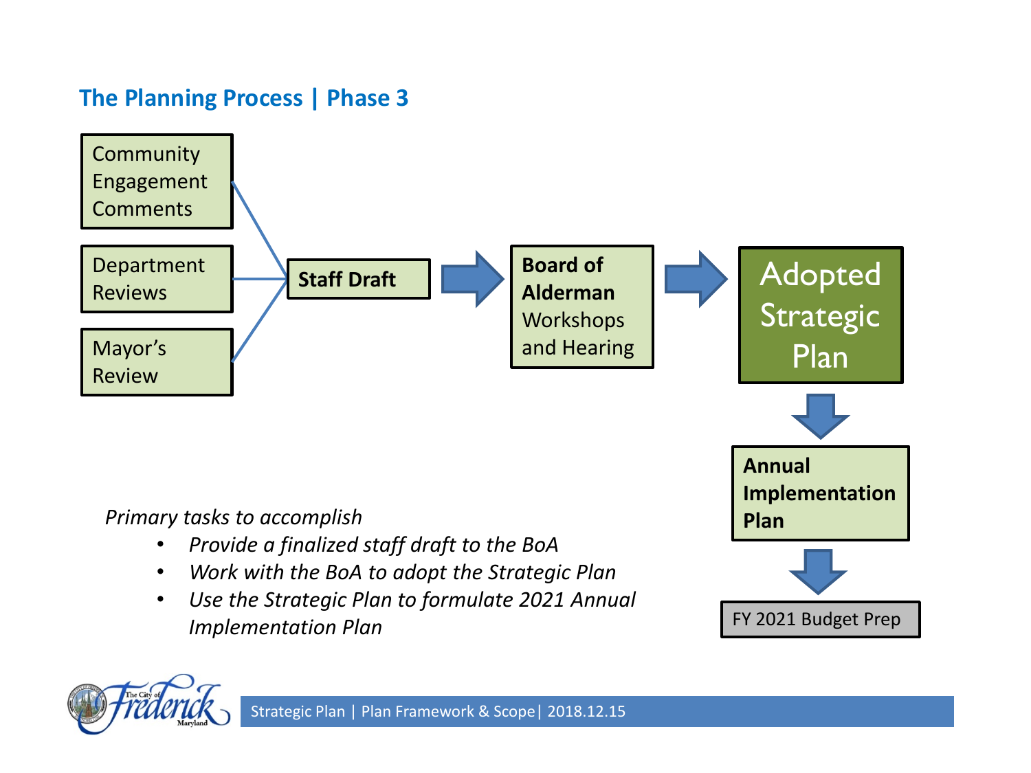## The Planning Process | Phase 3

Community Engagement Comments

Department Reviews

Mayor's Review

**Staff Draft**

**Board of Alderman** Workshops and Hearing

Adopted Strategic Plan

**Annual Implementation Plan**

FY 2021 Budget Prep

*Primary tasks to accomplish*

- *Provide a finalized staff draft to the BoA*
- *Work with the BoA to adopt the Strategic Plan*
- *Use the Strategic Plan to formulate 2021 Annual Implementation Plan*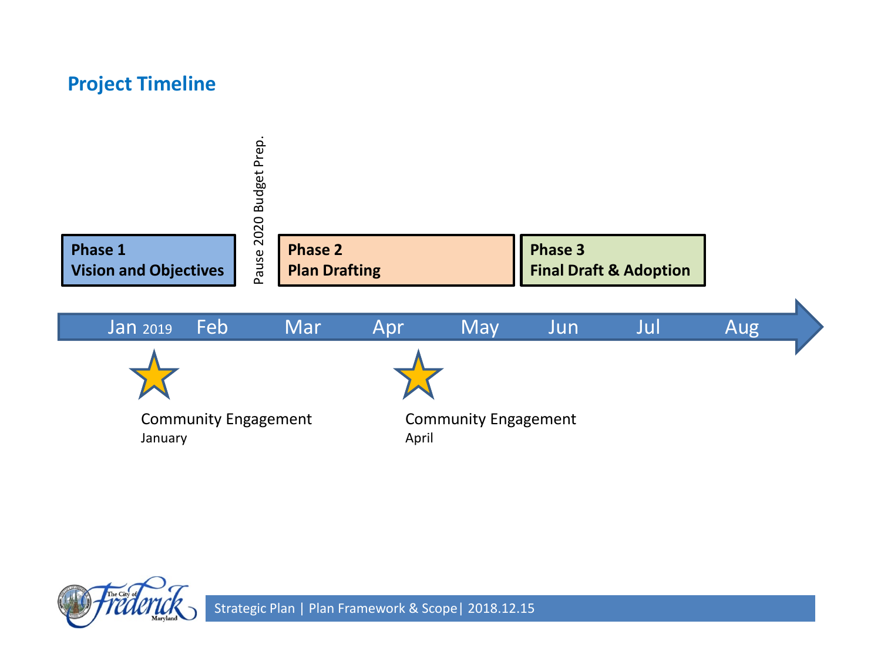## Project Timeline

**Phase 1**
**Vision and Objectives**

Pause 2020 Budget Prep.

**Phase 2**
**Plan Drafting**

**Phase 3**
**Final Draft & Adoption**

Jan 2019 | Feb | Mar | Apr | May | Jun | Jul | Aug

Community Engagement
January

Community Engagement
April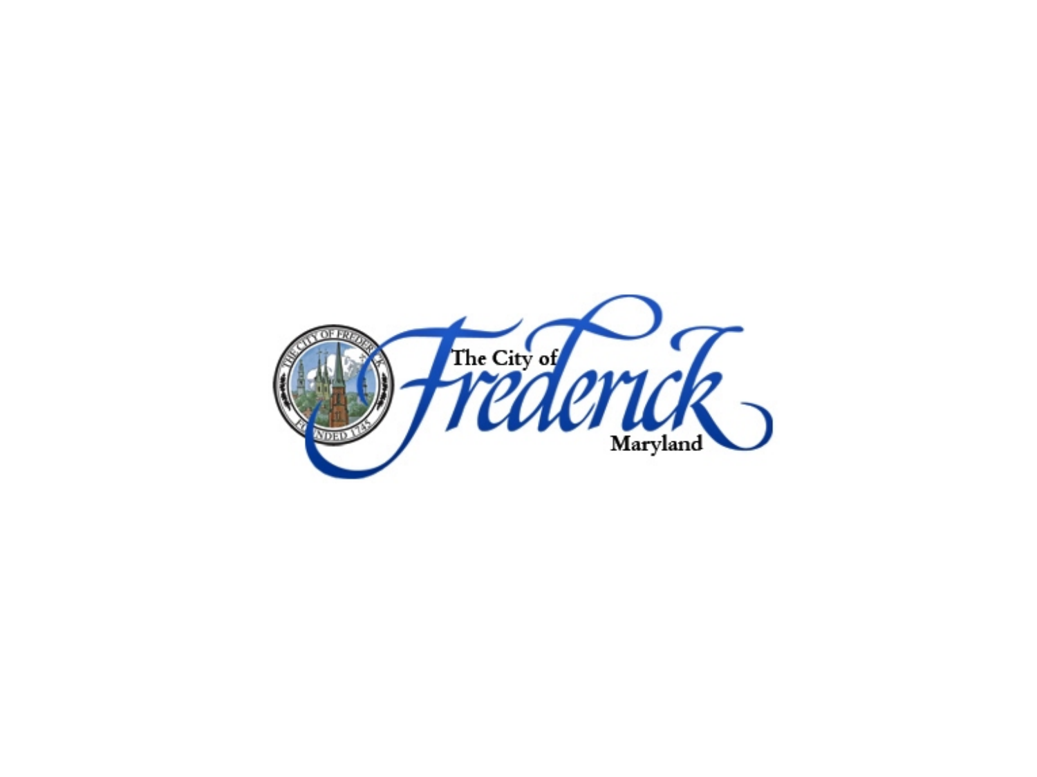The City of Frederick Maryland